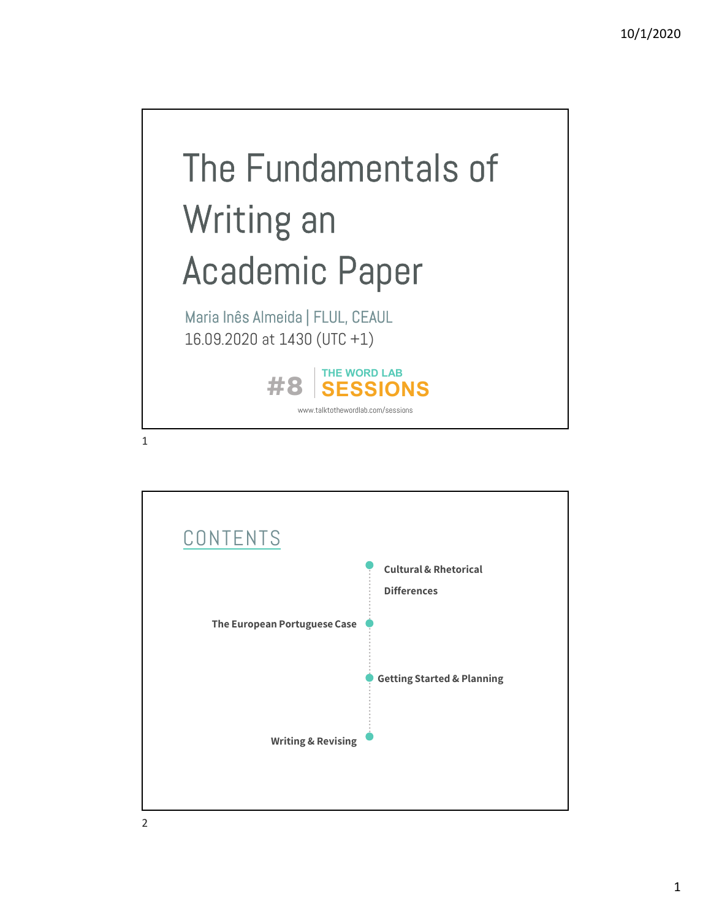# The Fundamentals of Writing an Academic Paper

Maria Inês Almeida | FLUL, CEAUL

16.09.2020 at 1430 (UTC +1)

#8 | THE WORD LAB SESSIONS

www.talktothewordlab.com/sessions

## CONTENTS

- Cultural & Rhetorical Differences
- The European Portuguese Case
- Getting Started & Planning
- Writing & Revising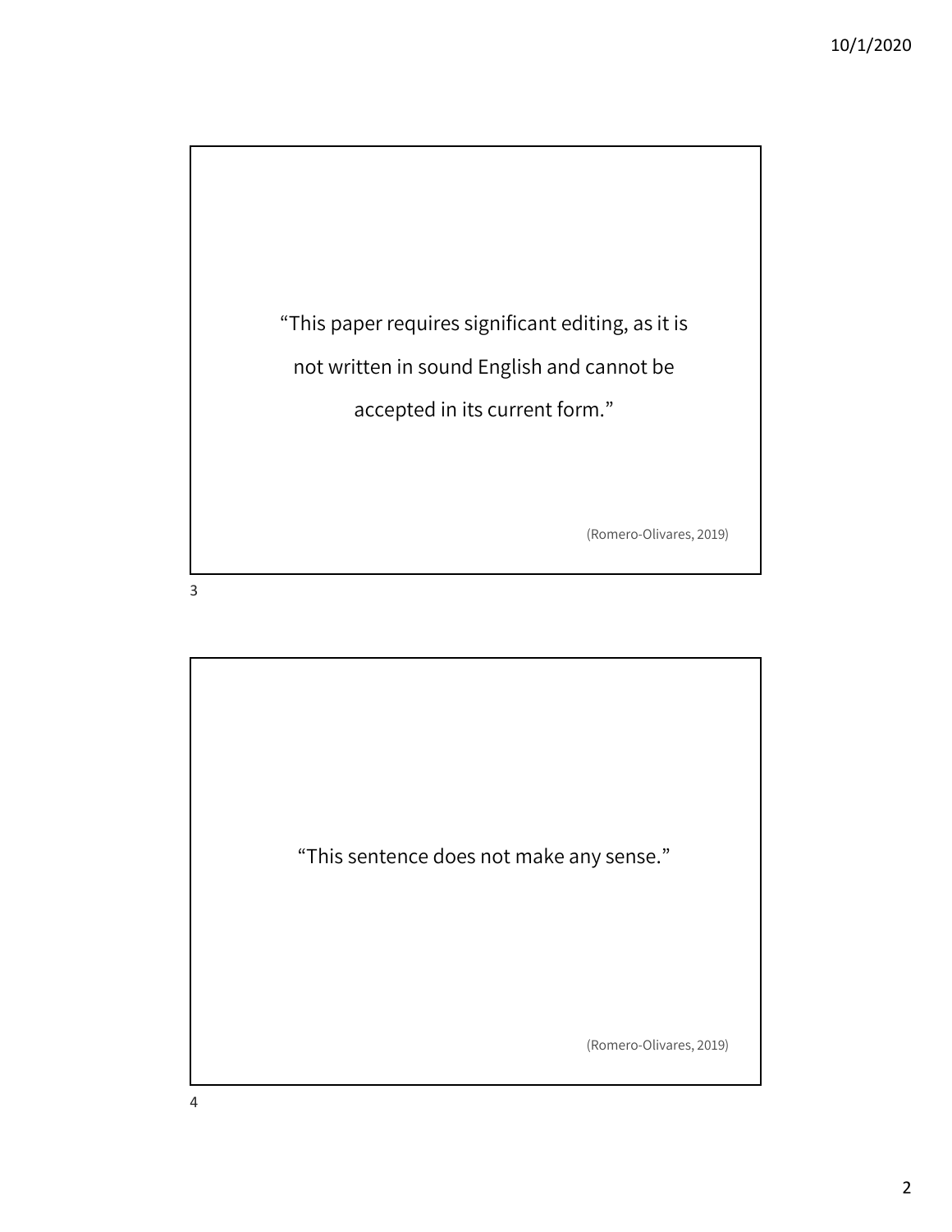"This paper requires significant editing, as it is not written in sound English and cannot be accepted in its current form."

(Romero-Olivares, 2019)

"This sentence does not make any sense."

(Romero-Olivares, 2019)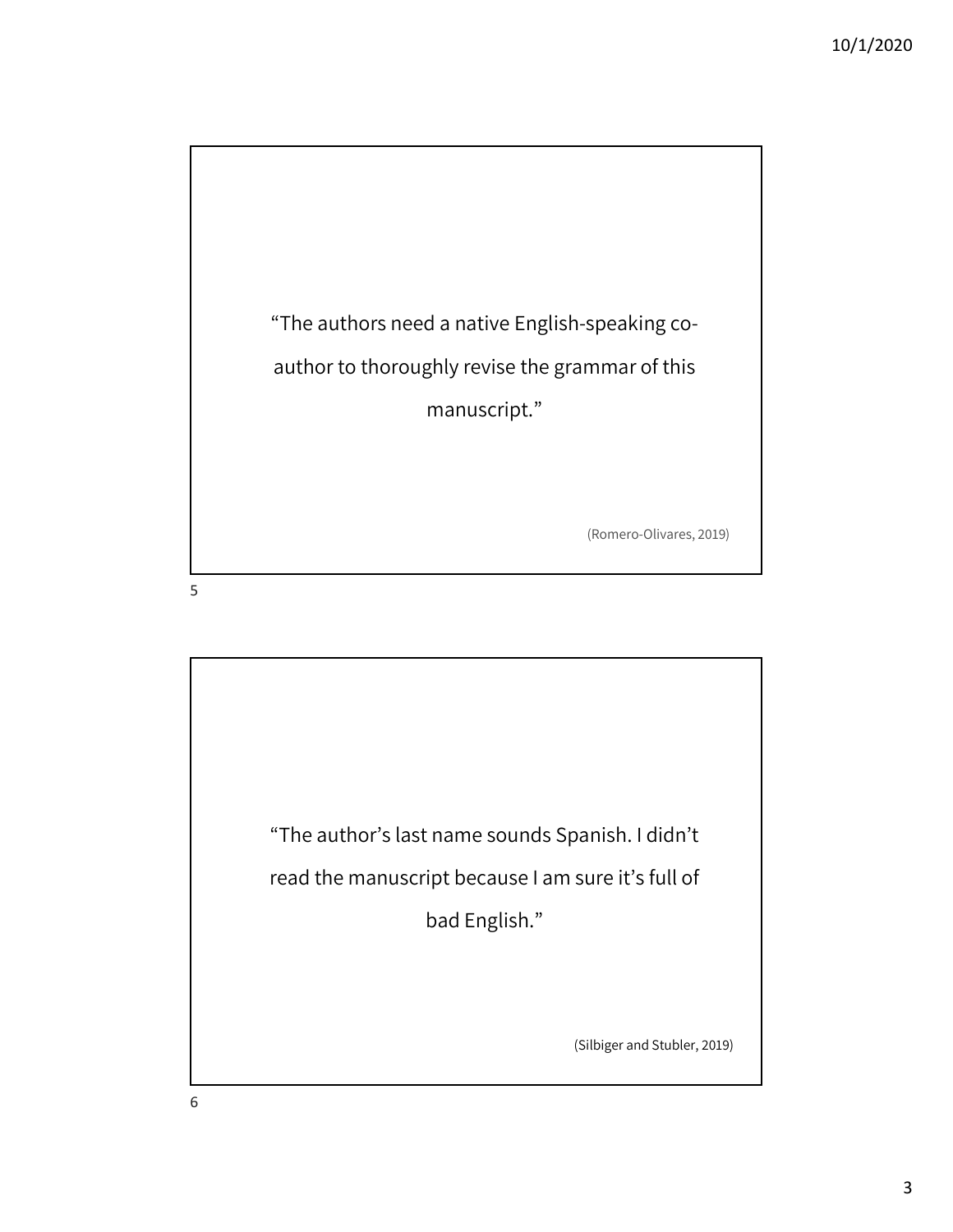> "The authors need a native English-speaking co-author to thoroughly revise the grammar of this manuscript."
>
> (Romero-Olivares, 2019)

> "The author's last name sounds Spanish. I didn't read the manuscript because I am sure it's full of bad English."
>
> (Silbiger and Stubler, 2019)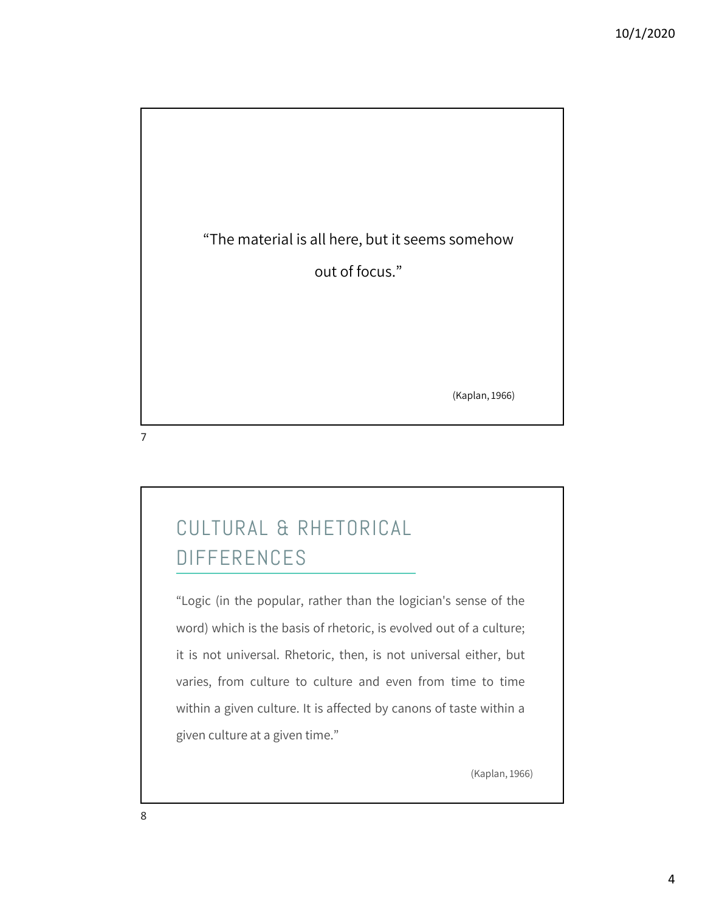"The material is all here, but it seems somehow out of focus."

(Kaplan, 1966)

## CULTURAL & RHETORICAL DIFFERENCES

"Logic (in the popular, rather than the logician's sense of the word) which is the basis of rhetoric, is evolved out of a culture; it is not universal. Rhetoric, then, is not universal either, but varies, from culture to culture and even from time to time within a given culture. It is affected by canons of taste within a given culture at a given time."

(Kaplan, 1966)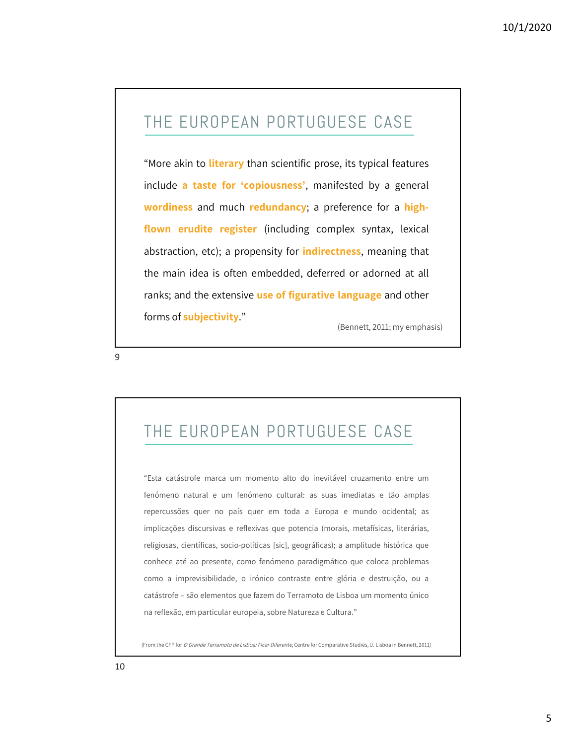## THE EUROPEAN PORTUGUESE CASE

"More akin to **literary** than scientific prose, its typical features include **a taste for 'copiousness'**, manifested by a general **wordiness** and much **redundancy**; a preference for a **high-flown erudite register** (including complex syntax, lexical abstraction, etc); a propensity for **indirectness**, meaning that the main idea is often embedded, deferred or adorned at all ranks; and the extensive **use of figurative language** and other forms of **subjectivity**."

(Bennett, 2011; my emphasis)

## THE EUROPEAN PORTUGUESE CASE

"Esta catástrofe marca um momento alto do inevitável cruzamento entre um fenómeno natural e um fenómeno cultural: as suas imediatas e tão amplas repercussões quer no país quer em toda a Europa e mundo ocidental; as implicações discursivas e reflexivas que potencia (morais, metafísicas, literárias, religiosas, científicas, socio-políticas [sic], geográficas); a amplitude histórica que conhece até ao presente, como fenómeno paradigmático que coloca problemas como a imprevisibilidade, o irónico contraste entre glória e destruição, ou a catástrofe – são elementos que fazem do Terramoto de Lisboa um momento único na reflexão, em particular europeia, sobre Natureza e Cultura."

(From the CFP for *O Grande Terramoto de Lisboa: Ficar Diferente*, Centre for Comparative Studies, U. Lisboa in Bennett, 2011)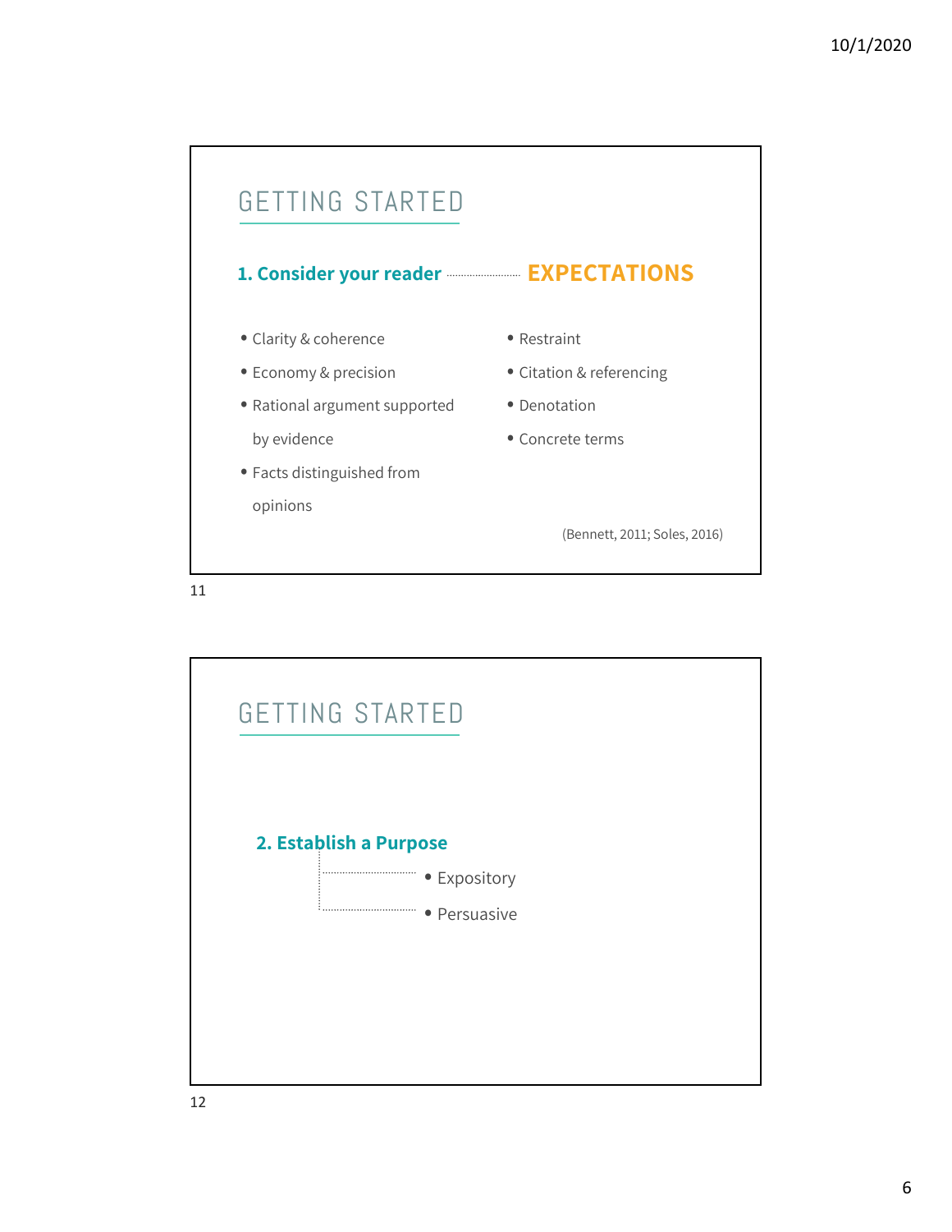## GETTING STARTED

**1. Consider your reader** ········· **EXPECTATIONS**

- Clarity & coherence
- Economy & precision
- Rational argument supported by evidence
- Facts distinguished from opinions
- Restraint
- Citation & referencing
- Denotation
- Concrete terms

(Bennett, 2011; Soles, 2016)

## GETTING STARTED

**2. Establish a Purpose**

- Expository
- Persuasive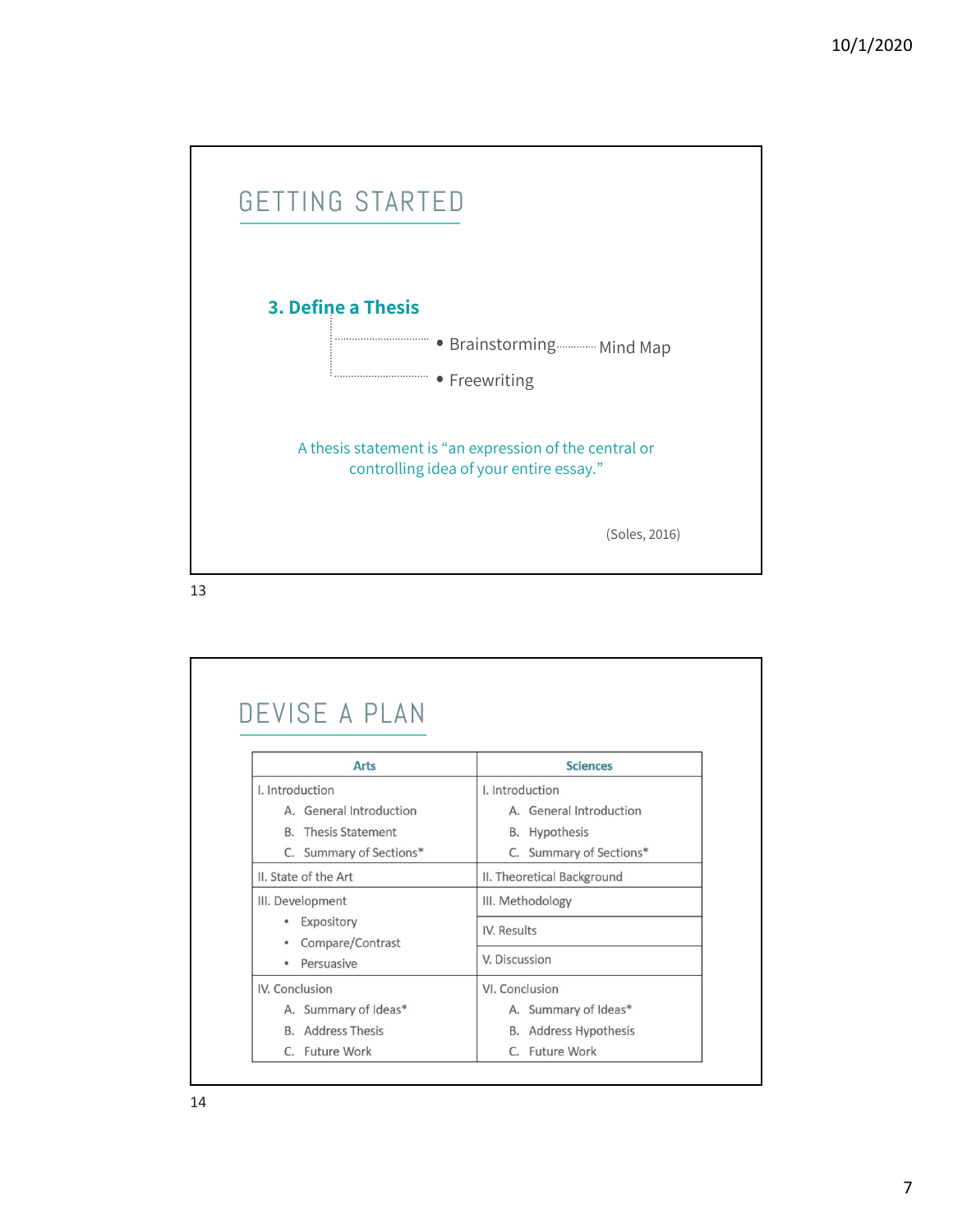## GETTING STARTED

**3. Define a Thesis**

- Brainstorming ········ Mind Map
- Freewriting

A thesis statement is "an expression of the central or controlling idea of your entire essay."

(Soles, 2016)

## DEVISE A PLAN

| Arts | Sciences |
|---|---|
| I. Introduction<br>A. General Introduction<br>B. Thesis Statement<br>C. Summary of Sections* | I. Introduction<br>A. General Introduction<br>B. Hypothesis<br>C. Summary of Sections* |
| II. State of the Art | II. Theoretical Background |
| III. Development<br>• Expository<br>• Compare/Contrast<br>• Persuasive | III. Methodology<br>IV. Results<br>V. Discussion |
| IV. Conclusion<br>A. Summary of Ideas*<br>B. Address Thesis<br>C. Future Work | VI. Conclusion<br>A. Summary of Ideas*<br>B. Address Hypothesis<br>C. Future Work |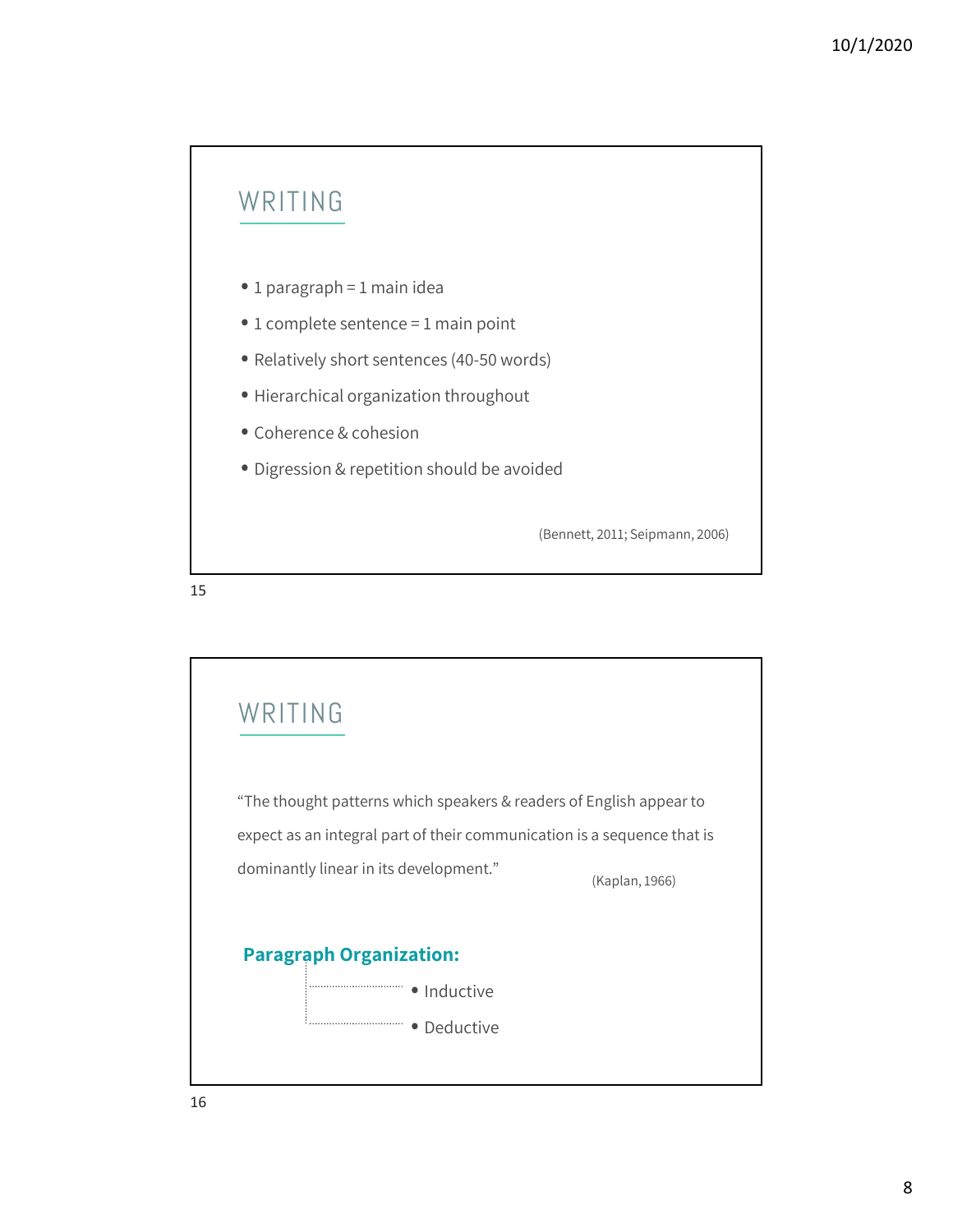## WRITING

- 1 paragraph = 1 main idea
- 1 complete sentence = 1 main point
- Relatively short sentences (40-50 words)
- Hierarchical organization throughout
- Coherence & cohesion
- Digression & repetition should be avoided

(Bennett, 2011; Seipmann, 2006)

## WRITING

"The thought patterns which speakers & readers of English appear to expect as an integral part of their communication is a sequence that is dominantly linear in its development." (Kaplan, 1966)

**Paragraph Organization:**

- Inductive
- Deductive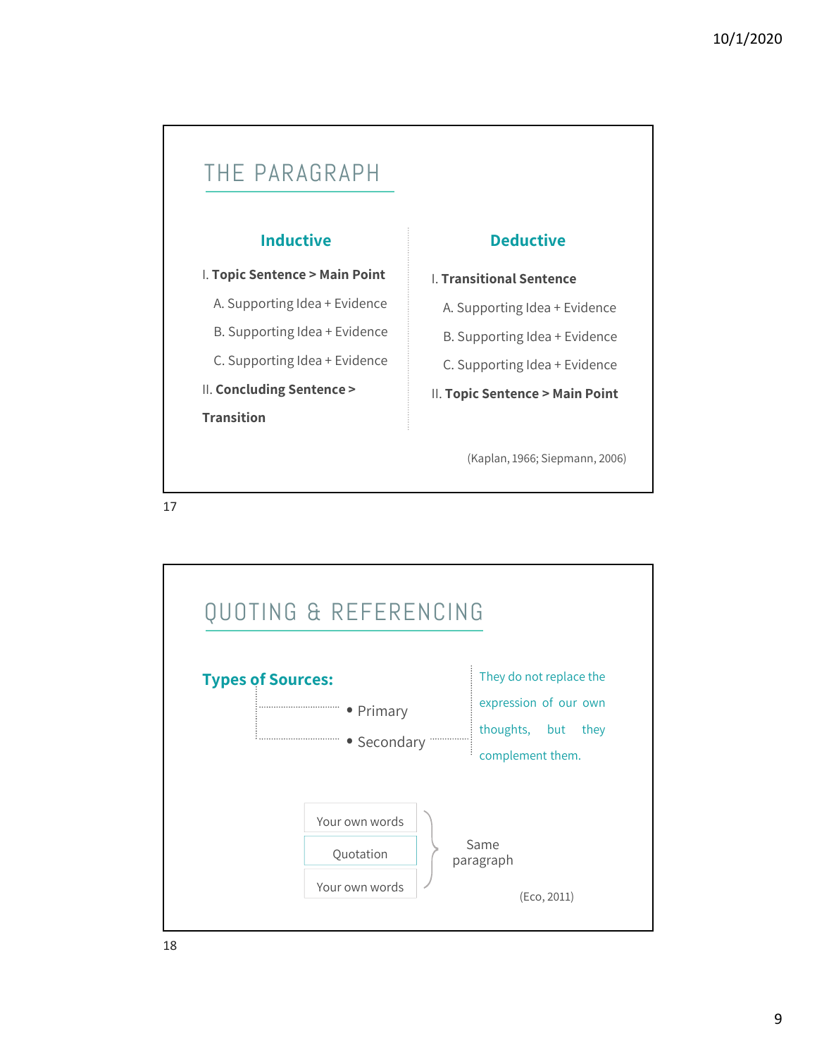## THE PARAGRAPH

### Inductive

I. **Topic Sentence > Main Point**

- A. Supporting Idea + Evidence
- B. Supporting Idea + Evidence
- C. Supporting Idea + Evidence

II. **Concluding Sentence > Transition**

### Deductive

I. **Transitional Sentence**

- A. Supporting Idea + Evidence
- B. Supporting Idea + Evidence
- C. Supporting Idea + Evidence

II. **Topic Sentence > Main Point**

(Kaplan, 1966; Siepmann, 2006)

## QUOTING & REFERENCING

### Types of Sources:

- Primary
- Secondary

They do not replace the expression of our own thoughts, but they complement them.

| |
|---|
| Your own words |
| Quotation |
| Your own words |

} Same paragraph

(Eco, 2011)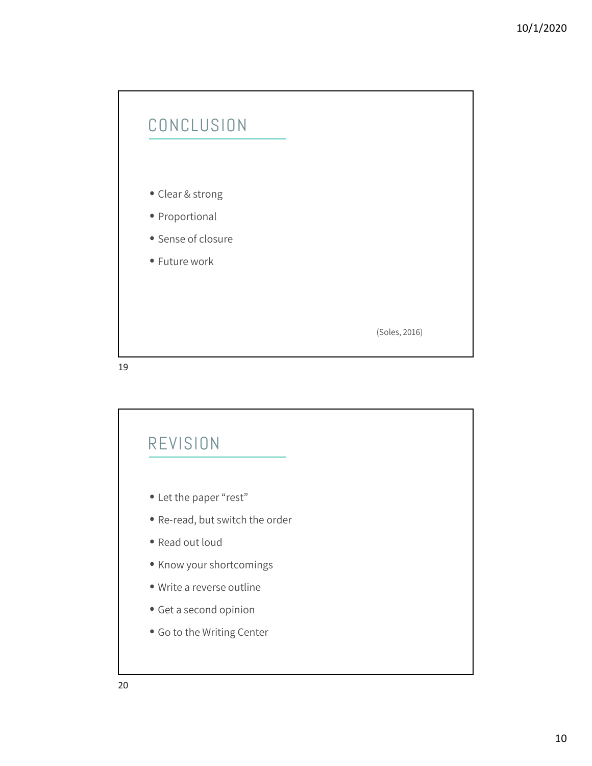## CONCLUSION

- Clear & strong
- Proportional
- Sense of closure
- Future work

(Soles, 2016)

## REVISION

- Let the paper "rest"
- Re-read, but switch the order
- Read out loud
- Know your shortcomings
- Write a reverse outline
- Get a second opinion
- Go to the Writing Center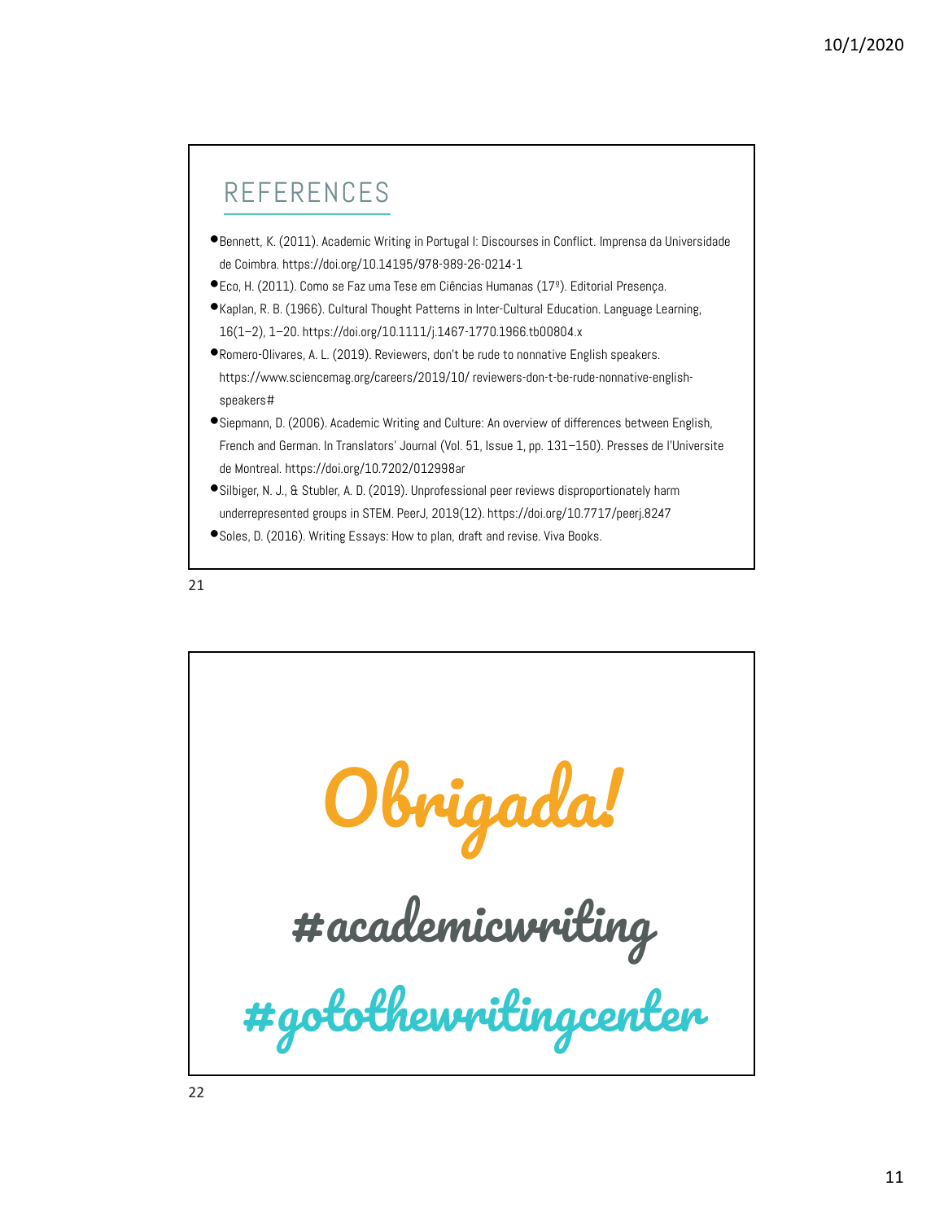## REFERENCES

- Bennett, K. (2011). Academic Writing in Portugal I: Discourses in Conflict. Imprensa da Universidade de Coimbra. https://doi.org/10.14195/978-989-26-0214-1
- Eco, H. (2011). Como se Faz uma Tese em Ciências Humanas (17ª). Editorial Presença.
- Kaplan, R. B. (1966). Cultural Thought Patterns in Inter-Cultural Education. Language Learning, 16(1–2), 1–20. https://doi.org/10.1111/j.1467-1770.1966.tb00804.x
- Romero-Olivares, A. L. (2019). Reviewers, don't be rude to nonnative English speakers. https://www.sciencemag.org/careers/2019/10/ reviewers-don-t-be-rude-nonnative-english-speakers#
- Siepmann, D. (2006). Academic Writing and Culture: An overview of differences between English, French and German. In Translators' Journal (Vol. 51, Issue 1, pp. 131–150). Presses de l'Universite de Montreal. https://doi.org/10.7202/012998ar
- Silbiger, N. J., & Stubler, A. D. (2019). Unprofessional peer reviews disproportionately harm underrepresented groups in STEM. PeerJ, 2019(12). https://doi.org/10.7717/peerj.8247
- Soles, D. (2016). Writing Essays: How to plan, draft and revise. Viva Books.

# Obrigada!

#academicwriting

#gotothewritingcenter